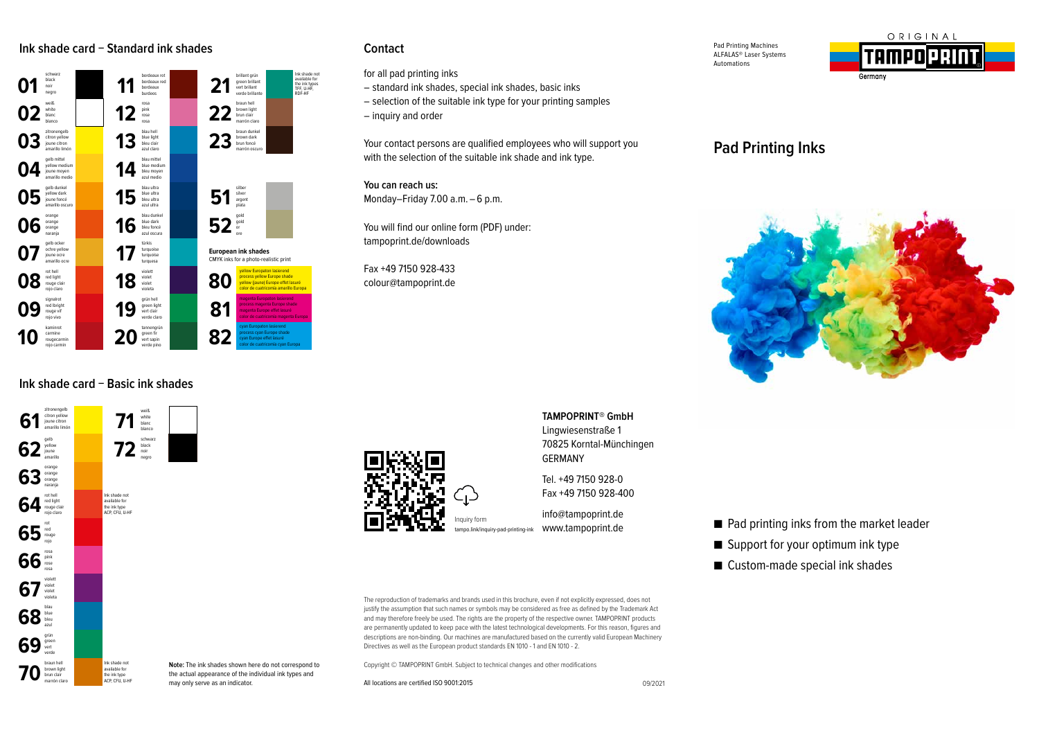## Ink shade card – Standard ink shades

| No. | Name | No. | Name | No. | Name |
|---|---|---|---|---|---|
| 01 | schwarz, black, noir, negro | 11 | bordeaux rot, bordeaux red, bordeaux, burdeos | 21 | brillant grün, green brillant, vert brillant, verde brillante — Ink shade not available for the ink types TPF, U-HF, RDF-HF |
| 02 | weiß, white, blanc, blanco | 12 | rosa, pink, rose, rosa | 22 | braun hell, brown light, brun clair, marrón claro |
| 03 | zitronengelb, citron yellow, jaune citron, amarillo limón | 13 | blau hell, blue light, bleu clair, azul claro | 23 | braun dunkel, brown dark, brun foncé, marrón oscuro |
| 04 | gelb mittel, yellow medium, jaune moyen, amarillo medio | 14 | blau mittel, blue medium, bleu moyen, azul medio | | |
| 05 | gelb dunkel, yellow dark, jaune foncé, amarillo oscuro | 15 | blau ultra, blue ultra, bleu ultra, azul ultra | 51 | silber, silver, argent, plata |
| 06 | orange, orange, orange, naranja | 16 | blau dunkel, blue dark, bleu foncé, azul oscura | 52 | gold, gold, or, oro |
| 07 | gelb ocker, ochre yellow, jaune ocre, amarillo ocre | 17 | türkis, turquoise, turquoise, turquesa | | |
| 08 | rot hell, red light, rouge clair, rojo claro | 18 | violett, violet, violet, violeta | 80 | yellow Europaton lasierend, process yellow Europe shade, yellow (jaune) Europe effet lasuré, color de cuatricomía amarillo Europa |
| 09 | signalrot, red (bright), rouge vif, rojo vivo | 19 | grün hell, green light, vert clair, verde claro | 81 | magenta Europaton lasierend, process magenta Europe shade, magenta Europe effet lasuré, color de cuatricomía magenta Europa |
| 10 | kaminrot, carmine, rougecarmin, rojo carmín | 20 | tannengrün, green fir, vert sapin, verde pino | 82 | cyan Europaton lasierend, process cyan Europe shade, cyan Europe effet lasuré, color de cuatricomía cyan Europa |

**European ink shades**
CMYK inks for a photo-realistic print (80, 81, 82)

## Ink shade card – Basic ink shades

| No. | Name | No. | Name |
|---|---|---|---|
| 61 | zitronengelb, citron yellow, jaune citron, amarillo limón | 71 | weiß, white, blanc, blanco |
| 62 | gelb, yellow, jaune, amarillo | 72 | schwarz, black, noir, negro |
| 63 | orange, orange, orange, naranja | | |
| 64 | rot hell, red light, rouge clair, rojo claro — Ink shade not available for the ink type ACP, CFU, U-HF | | |
| 65 | rot, red, rouge, rojo | | |
| 66 | rosa, pink, rose, rosa | | |
| 67 | violett, violet, violet, violeta | | |
| 68 | blau, blue, bleu, azul | | |
| 69 | grün, green, vert, verde | | |
| 70 | braun hell, brown light, brun clair, marrón claro — Ink shade not available for the ink type ACP, CFU, U-HF | | |

**Note:** The ink shades shown here do not correspond to the actual appearance of the individual ink types and may only serve as an indicator.

## Contact

for all pad printing inks

- standard ink shades, special ink shades, basic inks
- selection of the suitable ink type for your printing samples
- inquiry and order

Your contact persons are qualified employees who will support you with the selection of the suitable ink shade and ink type.

**You can reach us:**
Monday–Friday 7.00 a.m. – 6 p.m.

You will find our online form (PDF) under:
tampoprint.de/downloads

Fax +49 7150 928-433
colour@tampoprint.de

Inquiry form
tampo.link/inquiry-pad-printing-ink

**TAMPOPRINT® GmbH**
Lingwiesenstraße 1
70825 Korntal-Münchingen
GERMANY

Tel. +49 7150 928-0
Fax +49 7150 928-400

info@tampoprint.de
www.tampoprint.de

The reproduction of trademarks and brands used in this brochure, even if not explicitly expressed, does not justify the assumption that such names or symbols may be considered as free as defined by the Trademark Act and may therefore freely be used. The rights are the property of the respective owner. TAMPOPRINT products are permanently updated to keep pace with the latest technological developments. For this reason, figures and descriptions are non-binding. Our machines are manufactured based on the currently valid European Machinery Directives as well as the European product standards EN 1010 - 1 and EN 1010 - 2.

Copyright © TAMPOPRINT GmbH. Subject to technical changes and other modifications

All locations are certified ISO 9001:2015

09/2021

Pad Printing Machines
ALFALAS® Laser Systems
Automations

ORIGINAL TAMPOPRINT Germany

# Pad Printing Inks

- Pad printing inks from the market leader
- Support for your optimum ink type
- Custom-made special ink shades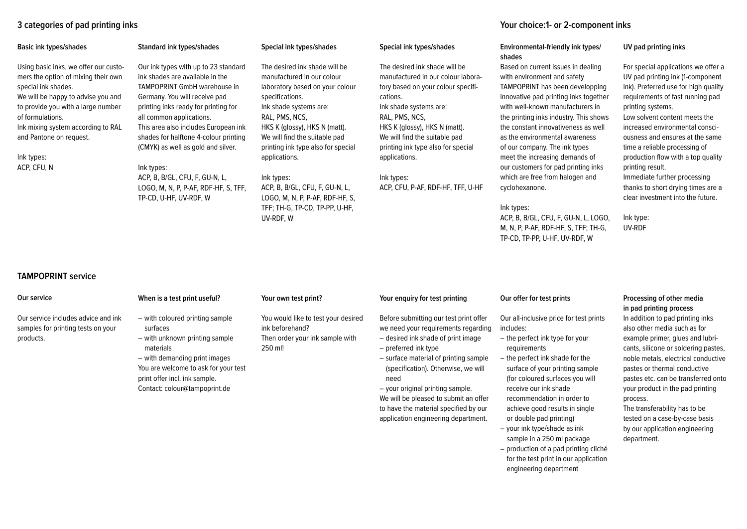## 3 categories of pad printing inks

### Basic ink types/shades

Using basic inks, we offer our customers the option of mixing their own special ink shades.
We will be happy to advise you and to provide you with a large number of formulations.
Ink mixing system according to RAL and Pantone on request.

Ink types:
ACP, CFU, N

### Standard ink types/shades

Our ink types with up to 23 standard ink shades are available in the TAMPOPRINT GmbH warehouse in Germany. You will receive pad printing inks ready for printing for all common applications.
This area also includes European ink shades for halftone 4-colour printing (CMYK) as well as gold and silver.

Ink types:
ACP, B, B/GL, CFU, F, GU-N, L, LOGO, M, N, P, P-AF, RDF-HF, S, TFF, TP-CD, U-HF, UV-RDF, W

### Special ink types/shades

The desired ink shade will be manufactured in our colour laboratory based on your colour specifications.
Ink shade systems are:
RAL, PMS, NCS,
HKS K (glossy), HKS N (matt).
We will find the suitable pad printing ink type also for special applications.

Ink types:
ACP, B, B/GL, CFU, F, GU-N, L, LOGO, M, N, P, P-AF, RDF-HF, S, TFF; TH-G, TP-CD, TP-PP, U-HF, UV-RDF, W

### Special ink types/shades

The desired ink shade will be manufactured in our colour laboratory based on your colour specifications.
Ink shade systems are:
RAL, PMS, NCS,
HKS K (glossy), HKS N (matt).
We will find the suitable pad printing ink type also for special applications.

Ink types:
ACP, CFU, P-AF, RDF-HF, TFF, U-HF

## Your choice:1- or 2-component inks

### Environmental-friendly ink types/shades

Based on current issues in dealing with environment and safety TAMPOPRINT has been developping innovative pad printing inks together with well-known manufacturers in the printing inks industry. This shows the constant innovativeness as well as the environmental awareness of our company. The ink types meet the increasing demands of our customers for pad printing inks which are free from halogen and cyclohexanone.

Ink types:
ACP, B, B/GL, CFU, F, GU-N, L, LOGO, M, N, P, P-AF, RDF-HF, S, TFF; TH-G, TP-CD, TP-PP, U-HF, UV-RDF, W

### UV pad printing inks

For special applications we offer a UV pad printing ink (1-component ink). Preferred use for high quality requirements of fast running pad printing systems.
Low solvent content meets the increased environmental consciousness and ensures at the same time a reliable processing of production flow with a top quality printing result.
Immediate further processing thanks to short drying times are a clear investment into the future.

Ink type:
UV-RDF

## TAMPOPRINT service

### Our service

Our service includes advice and ink samples for printing tests on your products.

### When is a test print useful?

- with coloured printing sample surfaces
- with unknown printing sample materials
- with demanding print images

You are welcome to ask for your test print offer incl. ink sample.
Contact: colour@tampoprint.de

### Your own test print?

You would like to test your desired ink beforehand?
Then order your ink sample with 250 ml!

### Your enquiry for test printing

Before submitting our test print offer we need your requirements regarding
- desired ink shade of print image
- preferred ink type
- surface material of printing sample (specification). Otherwise, we will need
- your original printing sample.

We will be pleased to submit an offer to have the material specified by our application engineering department.

### Our offer for test prints

Our all-inclusive price for test prints includes:
- the perfect ink type for your requirements
- the perfect ink shade for the surface of your printing sample (for coloured surfaces you will receive our ink shade recommendation in order to achieve good results in single or double pad printing)
- your ink type/shade as ink sample in a 250 ml package
- production of a pad printing cliché for the test print in our application engineering department

### Processing of other media in pad printing process

In addition to pad printing inks also other media such as for example primer, glues and lubricants, silicone or soldering pastes, noble metals, electrical conductive pastes or thermal conductive pastes etc. can be transferred onto your product in the pad printing process.
The transferability has to be tested on a case-by-case basis by our application engineering department.